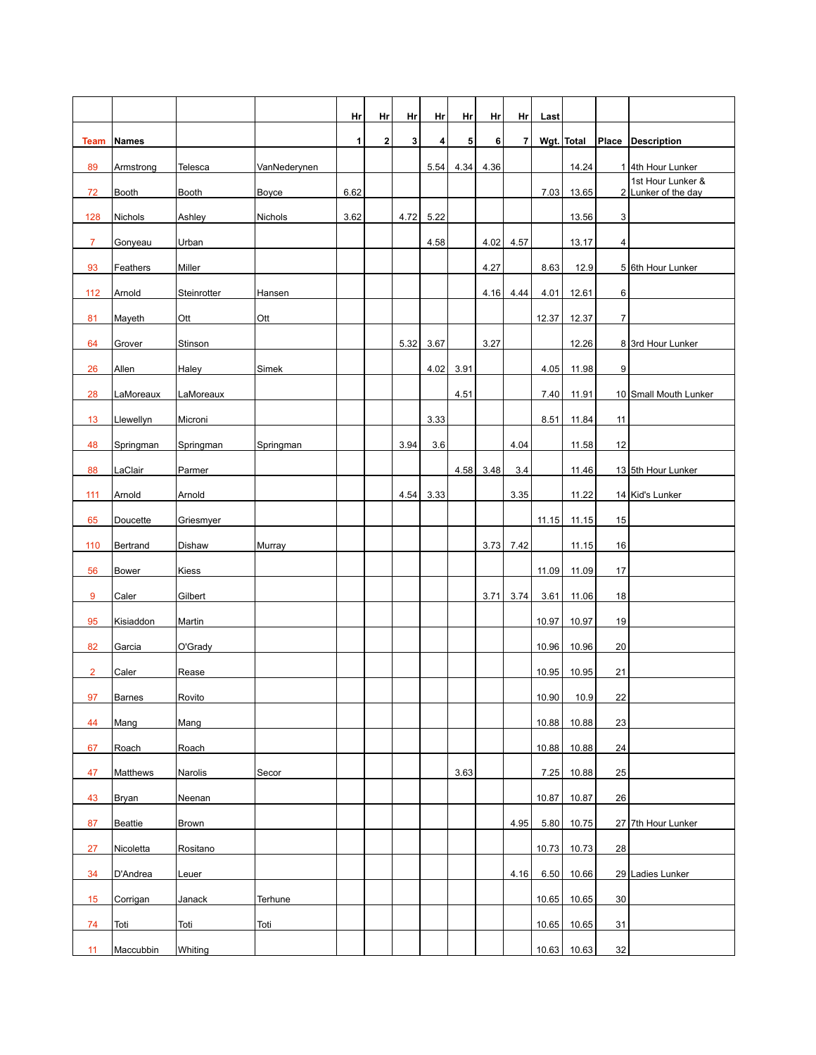| Team | Names | | | Hr 1 | Hr 2 | Hr 3 | Hr 4 | Hr 5 | Hr 6 | Hr 7 | Last Wgt. | Total | Place | Description |
|---|---|---|---|---|---|---|---|---|---|---|---|---|---|---|
| 89 | Armstrong | Telesca | VanNederynen | | | | 5.54 | 4.34 | 4.36 | | | 14.24 | 1 | 4th Hour Lunker |
| 72 | Booth | Booth | Boyce | 6.62 | | | | | | | 7.03 | 13.65 | 2 | 1st Hour Lunker & Lunker of the day |
| 128 | Nichols | Ashley | Nichols | 3.62 | | 4.72 | 5.22 | | | | | 13.56 | 3 | |
| 7 | Gonyeau | Urban | | | | | 4.58 | | 4.02 | 4.57 | | 13.17 | 4 | |
| 93 | Feathers | Miller | | | | | | | 4.27 | | 8.63 | 12.9 | 5 | 6th Hour Lunker |
| 112 | Arnold | Steinrotter | Hansen | | | | | | 4.16 | 4.44 | 4.01 | 12.61 | 6 | |
| 81 | Mayeth | Ott | Ott | | | | | | | | 12.37 | 12.37 | 7 | |
| 64 | Grover | Stinson | | | | 5.32 | 3.67 | | 3.27 | | | 12.26 | 8 | 3rd Hour Lunker |
| 26 | Allen | Haley | Simek | | | | 4.02 | 3.91 | | | 4.05 | 11.98 | 9 | |
| 28 | LaMoreaux | LaMoreaux | | | | | | 4.51 | | | 7.40 | 11.91 | 10 | Small Mouth Lunker |
| 13 | Llewellyn | Microni | | | | | 3.33 | | | | 8.51 | 11.84 | 11 | |
| 48 | Springman | Springman | Springman | | | 3.94 | 3.6 | | | 4.04 | | 11.58 | 12 | |
| 88 | LaClair | Parmer | | | | | | 4.58 | 3.48 | 3.4 | | 11.46 | 13 | 5th Hour Lunker |
| 111 | Arnold | Arnold | | | | 4.54 | 3.33 | | | 3.35 | | 11.22 | 14 | Kid's Lunker |
| 65 | Doucette | Griesmyer | | | | | | | | | 11.15 | 11.15 | 15 | |
| 110 | Bertrand | Dishaw | Murray | | | | | | 3.73 | 7.42 | | 11.15 | 16 | |
| 56 | Bower | Kiess | | | | | | | | | 11.09 | 11.09 | 17 | |
| 9 | Caler | Gilbert | | | | | | | 3.71 | 3.74 | 3.61 | 11.06 | 18 | |
| 95 | Kisiaddon | Martin | | | | | | | | | 10.97 | 10.97 | 19 | |
| 82 | Garcia | O'Grady | | | | | | | | | 10.96 | 10.96 | 20 | |
| 2 | Caler | Rease | | | | | | | | | 10.95 | 10.95 | 21 | |
| 97 | Barnes | Rovito | | | | | | | | | 10.90 | 10.9 | 22 | |
| 44 | Mang | Mang | | | | | | | | | 10.88 | 10.88 | 23 | |
| 67 | Roach | Roach | | | | | | | | | 10.88 | 10.88 | 24 | |
| 47 | Matthews | Narolis | Secor | | | | | 3.63 | | | 7.25 | 10.88 | 25 | |
| 43 | Bryan | Neenan | | | | | | | | | 10.87 | 10.87 | 26 | |
| 87 | Beattie | Brown | | | | | | | | 4.95 | 5.80 | 10.75 | 27 | 7th Hour Lunker |
| 27 | Nicoletta | Rositano | | | | | | | | | 10.73 | 10.73 | 28 | |
| 34 | D'Andrea | Leuer | | | | | | | | 4.16 | 6.50 | 10.66 | 29 | Ladies Lunker |
| 15 | Corrigan | Janack | Terhune | | | | | | | | 10.65 | 10.65 | 30 | |
| 74 | Toti | Toti | Toti | | | | | | | | 10.65 | 10.65 | 31 | |
| 11 | Maccubbin | Whiting | | | | | | | | | 10.63 | 10.63 | 32 | |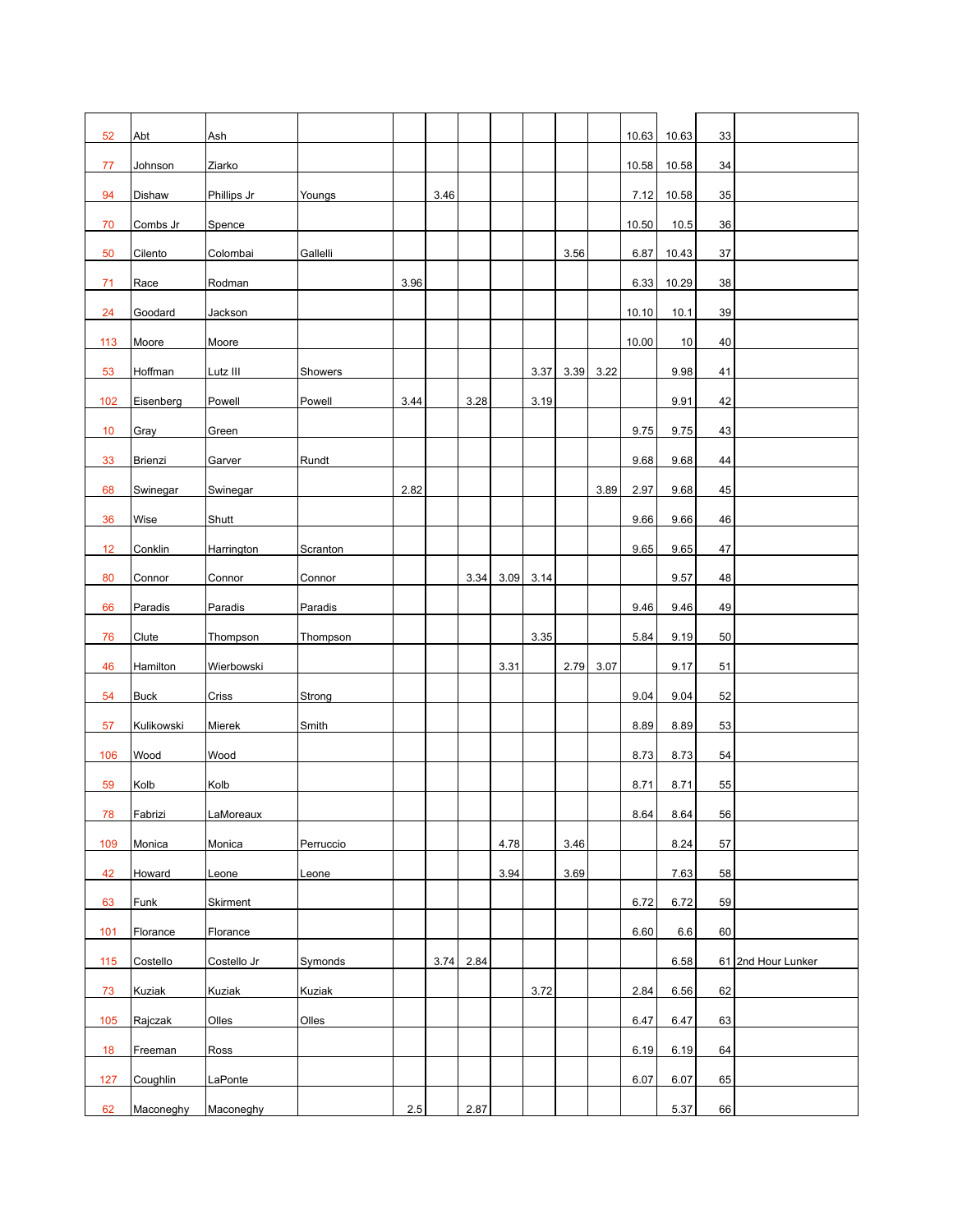| | | | | | | | | | | | | | | |
|---|---|---|---|---|---|---|---|---|---|---|---|---|---|---|
| 52 | Abt | Ash | | | | | | | | | 10.63 | 10.63 | 33 | |
| 77 | Johnson | Ziarko | | | | | | | | | 10.58 | 10.58 | 34 | |
| 94 | Dishaw | Phillips Jr | Youngs | | 3.46 | | | | | | 7.12 | 10.58 | 35 | |
| 70 | Combs Jr | Spence | | | | | | | | | 10.50 | 10.5 | 36 | |
| 50 | Cilento | Colombai | Gallelli | | | | | | 3.56 | | 6.87 | 10.43 | 37 | |
| 71 | Race | Rodman | | 3.96 | | | | | | | 6.33 | 10.29 | 38 | |
| 24 | Goodard | Jackson | | | | | | | | | 10.10 | 10.1 | 39 | |
| 113 | Moore | Moore | | | | | | | | | 10.00 | 10 | 40 | |
| 53 | Hoffman | Lutz III | Showers | | | | | 3.37 | 3.39 | 3.22 | | 9.98 | 41 | |
| 102 | Eisenberg | Powell | Powell | 3.44 | | 3.28 | | 3.19 | | | | 9.91 | 42 | |
| 10 | Gray | Green | | | | | | | | | 9.75 | 9.75 | 43 | |
| 33 | Brienzi | Garver | Rundt | | | | | | | | 9.68 | 9.68 | 44 | |
| 68 | Swinegar | Swinegar | | 2.82 | | | | | | 3.89 | 2.97 | 9.68 | 45 | |
| 36 | Wise | Shutt | | | | | | | | | 9.66 | 9.66 | 46 | |
| 12 | Conklin | Harrington | Scranton | | | | | | | | 9.65 | 9.65 | 47 | |
| 80 | Connor | Connor | Connor | | | 3.34 | 3.09 | 3.14 | | | | 9.57 | 48 | |
| 66 | Paradis | Paradis | Paradis | | | | | | | | 9.46 | 9.46 | 49 | |
| 76 | Clute | Thompson | Thompson | | | | | 3.35 | | | 5.84 | 9.19 | 50 | |
| 46 | Hamilton | Wierbowski | | | | | 3.31 | | 2.79 | 3.07 | | 9.17 | 51 | |
| 54 | Buck | Criss | Strong | | | | | | | | 9.04 | 9.04 | 52 | |
| 57 | Kulikowski | Mierek | Smith | | | | | | | | 8.89 | 8.89 | 53 | |
| 106 | Wood | Wood | | | | | | | | | 8.73 | 8.73 | 54 | |
| 59 | Kolb | Kolb | | | | | | | | | 8.71 | 8.71 | 55 | |
| 78 | Fabrizi | LaMoreaux | | | | | | | | | 8.64 | 8.64 | 56 | |
| 109 | Monica | Monica | Perruccio | | | | 4.78 | | 3.46 | | | 8.24 | 57 | |
| 42 | Howard | Leone | Leone | | | | 3.94 | | 3.69 | | | 7.63 | 58 | |
| 63 | Funk | Skirment | | | | | | | | | 6.72 | 6.72 | 59 | |
| 101 | Florance | Florance | | | | | | | | | 6.60 | 6.6 | 60 | |
| 115 | Costello | Costello Jr | Symonds | | 3.74 | 2.84 | | | | | | 6.58 | 61 | 2nd Hour Lunker |
| 73 | Kuziak | Kuziak | Kuziak | | | | | 3.72 | | | 2.84 | 6.56 | 62 | |
| 105 | Rajczak | Olles | Olles | | | | | | | | 6.47 | 6.47 | 63 | |
| 18 | Freeman | Ross | | | | | | | | | 6.19 | 6.19 | 64 | |
| 127 | Coughlin | LaPonte | | | | | | | | | 6.07 | 6.07 | 65 | |
| 62 | Maconeghy | Maconeghy | | 2.5 | | 2.87 | | | | | | 5.37 | 66 | |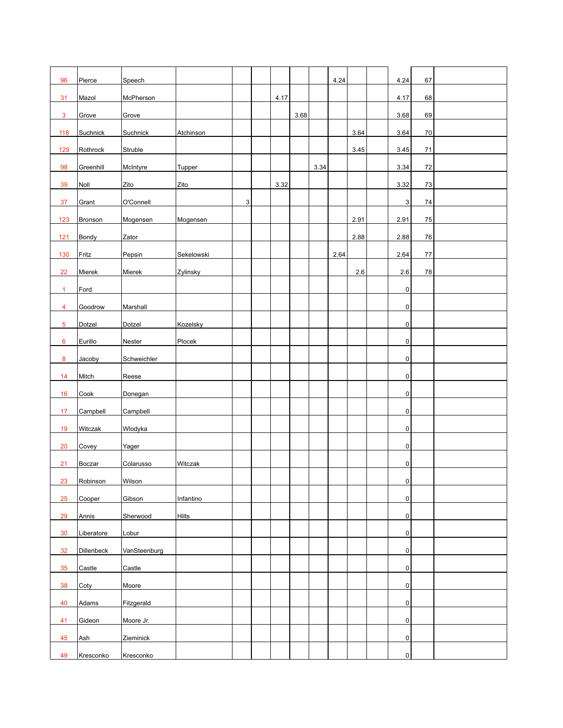| | | | | | | | | | | | | | | |
|---|---|---|---|---|---|---|---|---|---|---|---|---|---|---|
| 96 | Pierce | Speech | | | | | | | 4.24 | | | 4.24 | 67 | |
| 31 | Mazol | McPherson | | | | 4.17 | | | | | | 4.17 | 68 | |
| 3 | Grove | Grove | | | | | 3.68 | | | | | 3.68 | 69 | |
| 118 | Suchnick | Suchnick | Atchinson | | | | | | | 3.64 | | 3.64 | 70 | |
| 129 | Rothrock | Struble | | | | | | | | 3.45 | | 3.45 | 71 | |
| 98 | Greenhill | McIntyre | Tupper | | | | | 3.34 | | | | 3.34 | 72 | |
| 39 | Noll | Zito | Zito | | | 3.32 | | | | | | 3.32 | 73 | |
| 37 | Grant | O'Connell | | 3 | | | | | | | | 3 | 74 | |
| 123 | Bronson | Mogensen | Mogensen | | | | | | | 2.91 | | 2.91 | 75 | |
| 121 | Bondy | Zator | | | | | | | | 2.88 | | 2.88 | 76 | |
| 130 | Fritz | Pepsin | Sekelowski | | | | | | 2.64 | | | 2.64 | 77 | |
| 22 | Mierek | Mierek | Zylinsky | | | | | | | 2.6 | | 2.6 | 78 | |
| 1 | Ford | | | | | | | | | | | 0 | | |
| 4 | Goodrow | Marshall | | | | | | | | | | 0 | | |
| 5 | Dotzel | Dotzel | Kozelsky | | | | | | | | | 0 | | |
| 6 | Eurillo | Nester | Plocek | | | | | | | | | 0 | | |
| 8 | Jacoby | Schweichler | | | | | | | | | | 0 | | |
| 14 | Mitch | Reese | | | | | | | | | | 0 | | |
| 16 | Cook | Donegan | | | | | | | | | | 0 | | |
| 17 | Campbell | Campbell | | | | | | | | | | 0 | | |
| 19 | Witczak | Wlodyka | | | | | | | | | | 0 | | |
| 20 | Covey | Yager | | | | | | | | | | 0 | | |
| 21 | Boczar | Colarusso | Witczak | | | | | | | | | 0 | | |
| 23 | Robinson | Wilson | | | | | | | | | | 0 | | |
| 25 | Cooper | Gibson | Infantino | | | | | | | | | 0 | | |
| 29 | Annis | Sherwood | Hilts | | | | | | | | | 0 | | |
| 30 | Liberatore | Lobur | | | | | | | | | | 0 | | |
| 32 | Dillenbeck | VanSteenburg | | | | | | | | | | 0 | | |
| 35 | Castle | Castle | | | | | | | | | | 0 | | |
| 38 | Coty | Moore | | | | | | | | | | 0 | | |
| 40 | Adams | Fitzgerald | | | | | | | | | | 0 | | |
| 41 | Gideon | Moore Jr. | | | | | | | | | | 0 | | |
| 45 | Ash | Zieminick | | | | | | | | | | 0 | | |
| 49 | Kresconko | Kresconko | | | | | | | | | | 0 | | |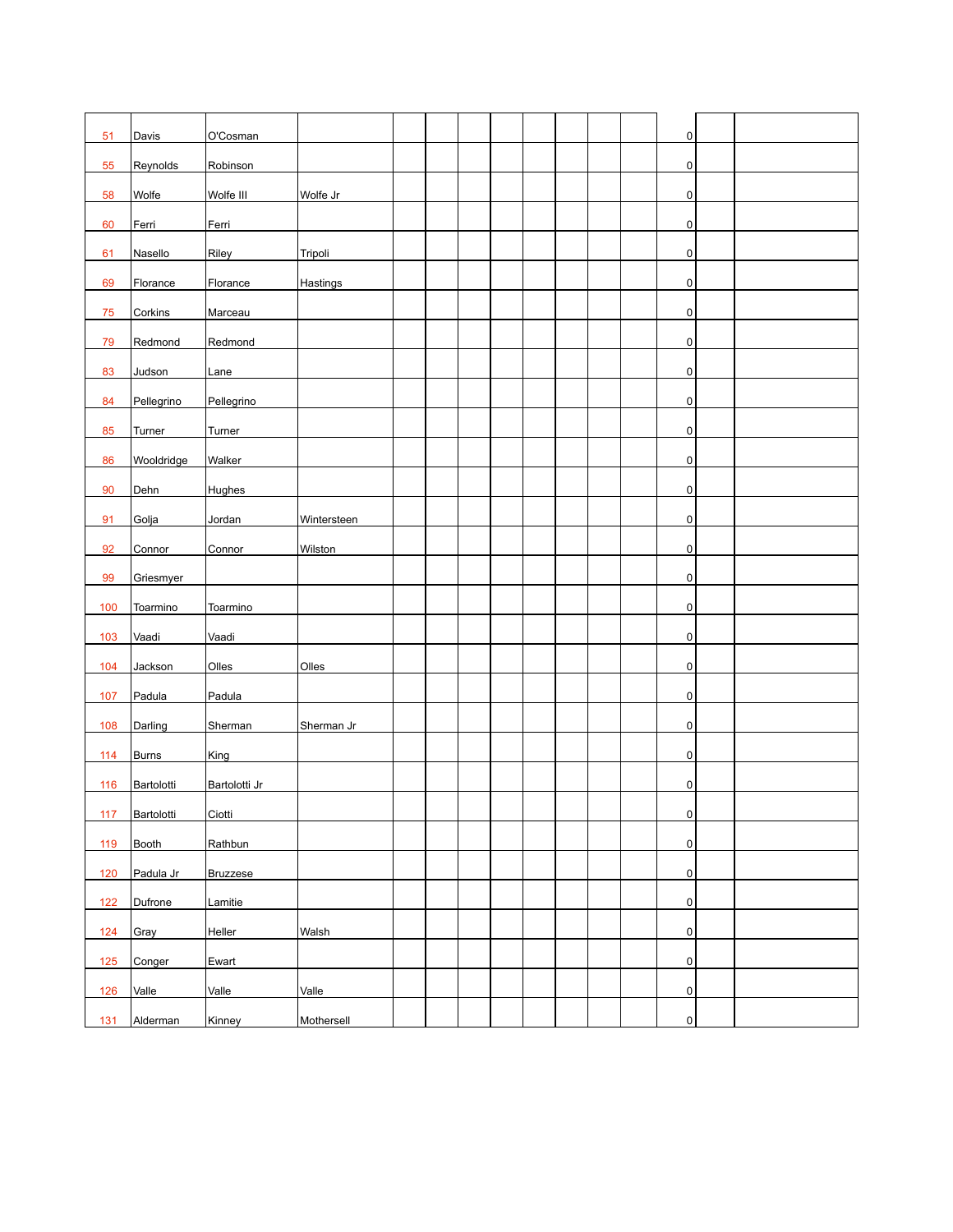| | | | | | | | | | | | | | |
|---|---|---|---|---|---|---|---|---|---|---|---|---|---|
| 51 | Davis | O'Cosman | | | | | | | | | | 0 | | |
| 55 | Reynolds | Robinson | | | | | | | | | | 0 | | |
| 58 | Wolfe | Wolfe III | Wolfe Jr | | | | | | | | | 0 | | |
| 60 | Ferri | Ferri | | | | | | | | | | 0 | | |
| 61 | Nasello | Riley | Tripoli | | | | | | | | | 0 | | |
| 69 | Florance | Florance | Hastings | | | | | | | | | 0 | | |
| 75 | Corkins | Marceau | | | | | | | | | | 0 | | |
| 79 | Redmond | Redmond | | | | | | | | | | 0 | | |
| 83 | Judson | Lane | | | | | | | | | | 0 | | |
| 84 | Pellegrino | Pellegrino | | | | | | | | | | 0 | | |
| 85 | Turner | Turner | | | | | | | | | | 0 | | |
| 86 | Wooldridge | Walker | | | | | | | | | | 0 | | |
| 90 | Dehn | Hughes | | | | | | | | | | 0 | | |
| 91 | Golja | Jordan | Wintersteen | | | | | | | | | 0 | | |
| 92 | Connor | Connor | Wilston | | | | | | | | | 0 | | |
| 99 | Griesmyer | | | | | | | | | | | 0 | | |
| 100 | Toarmino | Toarmino | | | | | | | | | | 0 | | |
| 103 | Vaadi | Vaadi | | | | | | | | | | 0 | | |
| 104 | Jackson | Olles | Olles | | | | | | | | | 0 | | |
| 107 | Padula | Padula | | | | | | | | | | 0 | | |
| 108 | Darling | Sherman | Sherman Jr | | | | | | | | | 0 | | |
| 114 | Burns | King | | | | | | | | | | 0 | | |
| 116 | Bartolotti | Bartolotti Jr | | | | | | | | | | 0 | | |
| 117 | Bartolotti | Ciotti | | | | | | | | | | 0 | | |
| 119 | Booth | Rathbun | | | | | | | | | | 0 | | |
| 120 | Padula Jr | Bruzzese | | | | | | | | | | 0 | | |
| 122 | Dufrone | Lamitie | | | | | | | | | | 0 | | |
| 124 | Gray | Heller | Walsh | | | | | | | | | 0 | | |
| 125 | Conger | Ewart | | | | | | | | | | 0 | | |
| 126 | Valle | Valle | Valle | | | | | | | | | 0 | | |
| 131 | Alderman | Kinney | Mothersell | | | | | | | | | 0 | | |